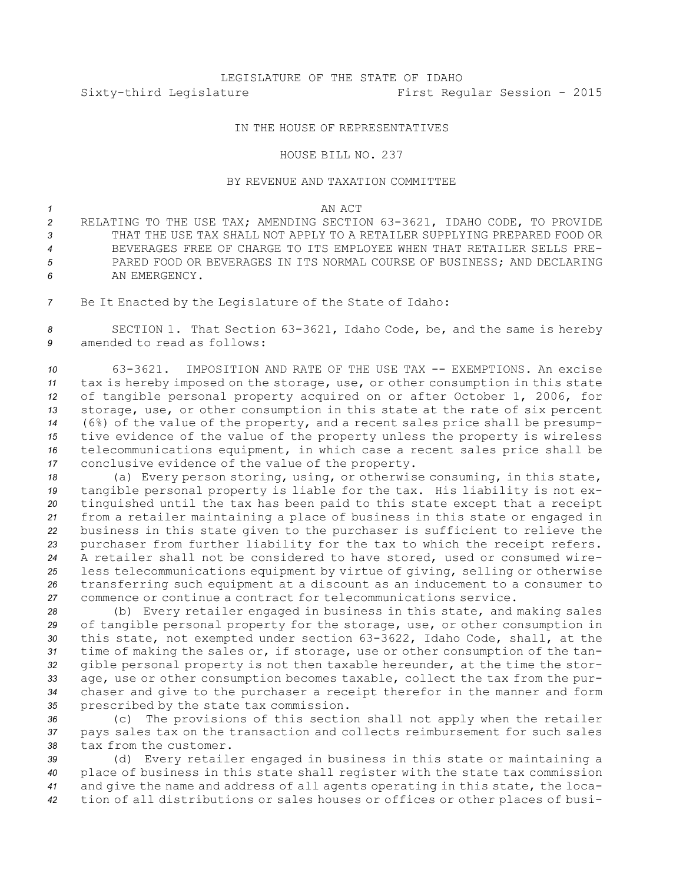LEGISLATURE OF THE STATE OF IDAHO

Sixty-third Legislature First Regular Session - 2015

IN THE HOUSE OF REPRESENTATIVES

HOUSE BILL NO. 237

BY REVENUE AND TAXATION COMMITTEE

AN ACT

RELATING TO THE USE TAX; AMENDING SECTION 63-3621, IDAHO CODE, TO PROVIDE THAT THE USE TAX SHALL NOT APPLY TO A RETAILER SUPPLYING PREPARED FOOD OR BEVERAGES FREE OF CHARGE TO ITS EMPLOYEE WHEN THAT RETAILER SELLS PREPARED FOOD OR BEVERAGES IN ITS NORMAL COURSE OF BUSINESS; AND DECLARING AN EMERGENCY.

Be It Enacted by the Legislature of the State of Idaho:

SECTION 1. That Section 63-3621, Idaho Code, be, and the same is hereby amended to read as follows:

63-3621. IMPOSITION AND RATE OF THE USE TAX -- EXEMPTIONS. An excise tax is hereby imposed on the storage, use, or other consumption in this state of tangible personal property acquired on or after October 1, 2006, for storage, use, or other consumption in this state at the rate of six percent (6%) of the value of the property, and a recent sales price shall be presumptive evidence of the value of the property unless the property is wireless telecommunications equipment, in which case a recent sales price shall be conclusive evidence of the value of the property.

(a) Every person storing, using, or otherwise consuming, in this state, tangible personal property is liable for the tax. His liability is not extinguished until the tax has been paid to this state except that a receipt from a retailer maintaining a place of business in this state or engaged in business in this state given to the purchaser is sufficient to relieve the purchaser from further liability for the tax to which the receipt refers. A retailer shall not be considered to have stored, used or consumed wireless telecommunications equipment by virtue of giving, selling or otherwise transferring such equipment at a discount as an inducement to a consumer to commence or continue a contract for telecommunications service.

(b) Every retailer engaged in business in this state, and making sales of tangible personal property for the storage, use, or other consumption in this state, not exempted under section 63-3622, Idaho Code, shall, at the time of making the sales or, if storage, use or other consumption of the tangible personal property is not then taxable hereunder, at the time the storage, use or other consumption becomes taxable, collect the tax from the purchaser and give to the purchaser a receipt therefor in the manner and form prescribed by the state tax commission.

(c) The provisions of this section shall not apply when the retailer pays sales tax on the transaction and collects reimbursement for such sales tax from the customer.

(d) Every retailer engaged in business in this state or maintaining a place of business in this state shall register with the state tax commission and give the name and address of all agents operating in this state, the location of all distributions or sales houses or offices or other places of busi-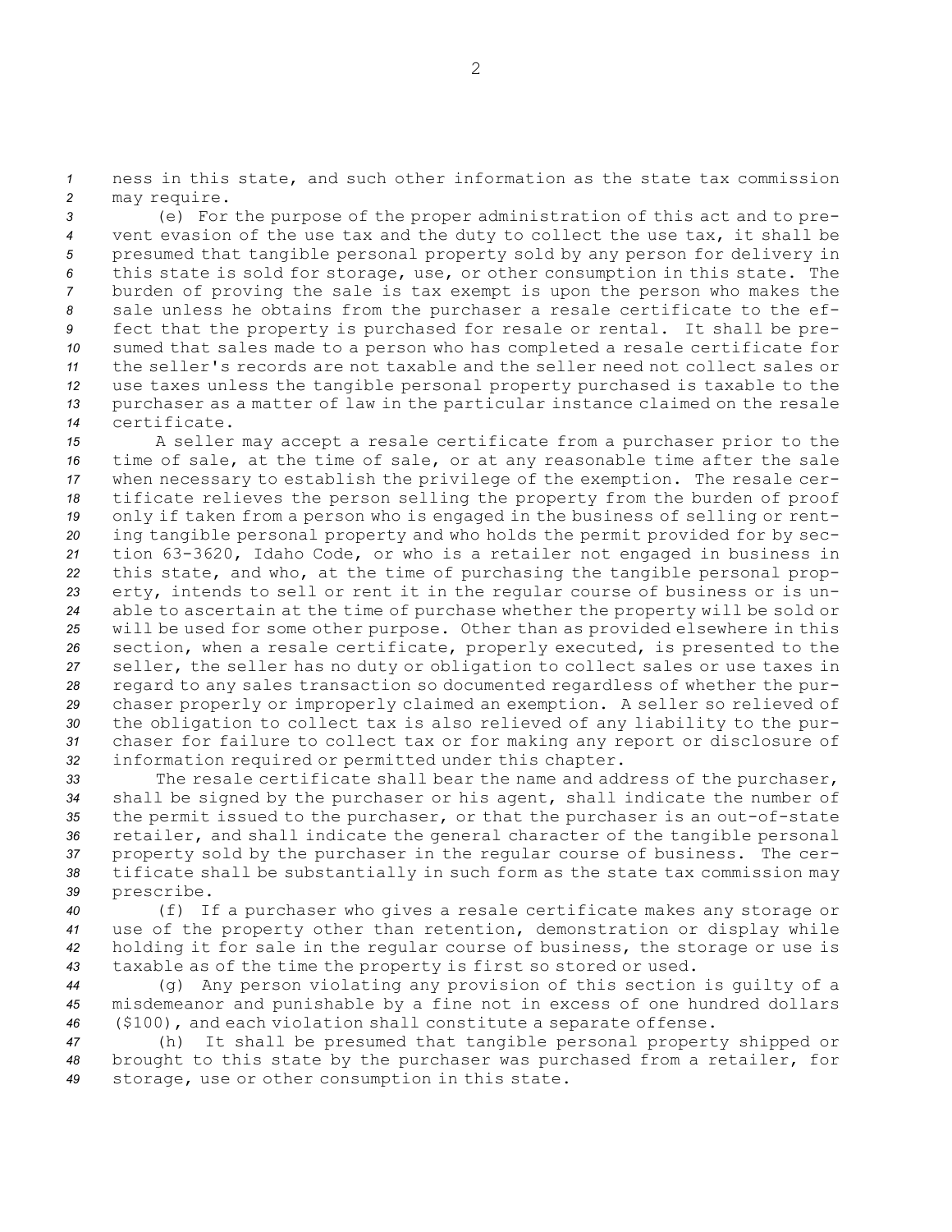ness in this state, and such other information as the state tax commission may require.

(e) For the purpose of the proper administration of this act and to prevent evasion of the use tax and the duty to collect the use tax, it shall be presumed that tangible personal property sold by any person for delivery in this state is sold for storage, use, or other consumption in this state. The burden of proving the sale is tax exempt is upon the person who makes the sale unless he obtains from the purchaser a resale certificate to the effect that the property is purchased for resale or rental. It shall be presumed that sales made to a person who has completed a resale certificate for the seller's records are not taxable and the seller need not collect sales or use taxes unless the tangible personal property purchased is taxable to the purchaser as a matter of law in the particular instance claimed on the resale certificate.

A seller may accept a resale certificate from a purchaser prior to the time of sale, at the time of sale, or at any reasonable time after the sale when necessary to establish the privilege of the exemption. The resale certificate relieves the person selling the property from the burden of proof only if taken from a person who is engaged in the business of selling or renting tangible personal property and who holds the permit provided for by section 63-3620, Idaho Code, or who is a retailer not engaged in business in this state, and who, at the time of purchasing the tangible personal property, intends to sell or rent it in the regular course of business or is unable to ascertain at the time of purchase whether the property will be sold or will be used for some other purpose. Other than as provided elsewhere in this section, when a resale certificate, properly executed, is presented to the seller, the seller has no duty or obligation to collect sales or use taxes in regard to any sales transaction so documented regardless of whether the purchaser properly or improperly claimed an exemption. A seller so relieved of the obligation to collect tax is also relieved of any liability to the purchaser for failure to collect tax or for making any report or disclosure of information required or permitted under this chapter.

The resale certificate shall bear the name and address of the purchaser, shall be signed by the purchaser or his agent, shall indicate the number of the permit issued to the purchaser, or that the purchaser is an out-of-state retailer, and shall indicate the general character of the tangible personal property sold by the purchaser in the regular course of business. The certificate shall be substantially in such form as the state tax commission may prescribe.

(f) If a purchaser who gives a resale certificate makes any storage or use of the property other than retention, demonstration or display while holding it for sale in the regular course of business, the storage or use is taxable as of the time the property is first so stored or used.

(g) Any person violating any provision of this section is guilty of a misdemeanor and punishable by a fine not in excess of one hundred dollars ($100), and each violation shall constitute a separate offense.

(h) It shall be presumed that tangible personal property shipped or brought to this state by the purchaser was purchased from a retailer, for storage, use or other consumption in this state.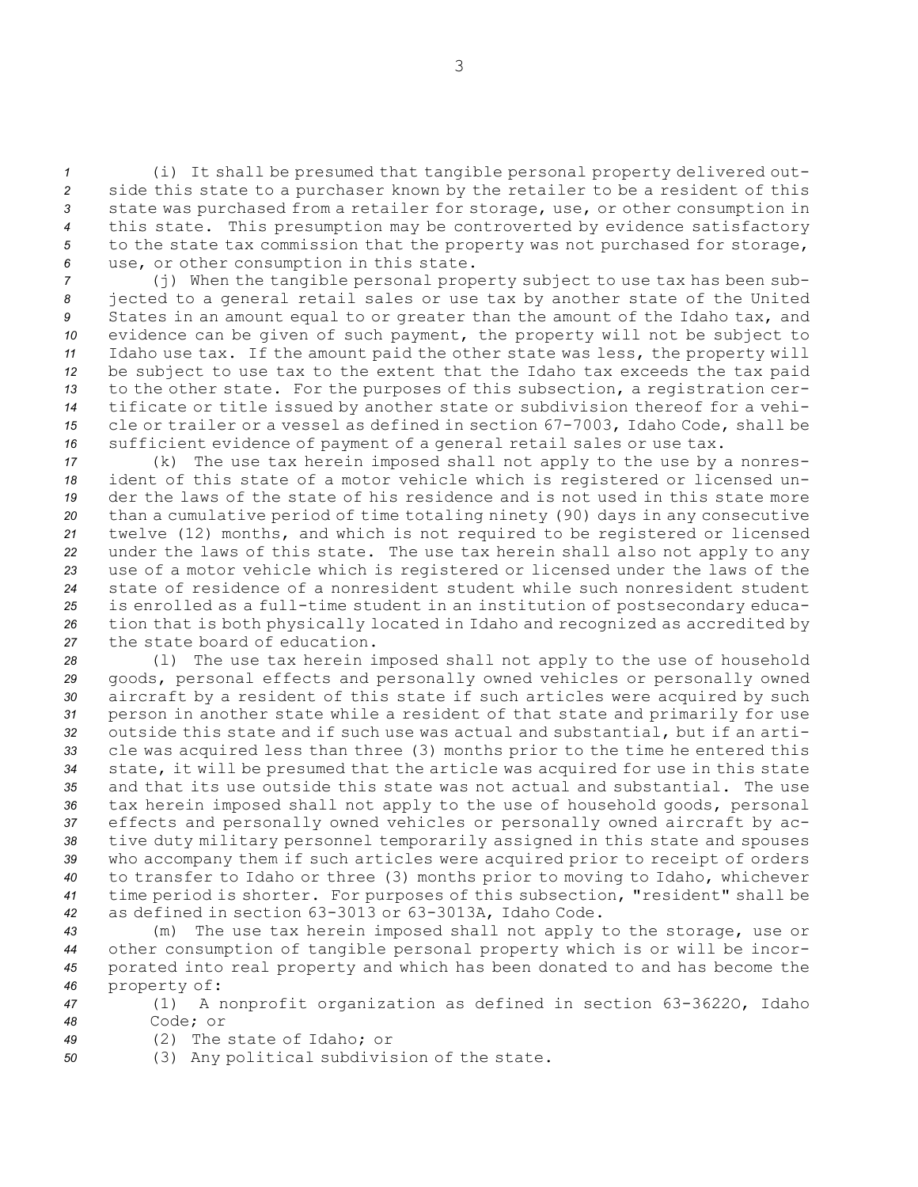(i) It shall be presumed that tangible personal property delivered outside this state to a purchaser known by the retailer to be a resident of this state was purchased from a retailer for storage, use, or other consumption in this state. This presumption may be controverted by evidence satisfactory to the state tax commission that the property was not purchased for storage, use, or other consumption in this state.

(j) When the tangible personal property subject to use tax has been subjected to a general retail sales or use tax by another state of the United States in an amount equal to or greater than the amount of the Idaho tax, and evidence can be given of such payment, the property will not be subject to Idaho use tax. If the amount paid the other state was less, the property will be subject to use tax to the extent that the Idaho tax exceeds the tax paid to the other state. For the purposes of this subsection, a registration certificate or title issued by another state or subdivision thereof for a vehicle or trailer or a vessel as defined in section 67-7003, Idaho Code, shall be sufficient evidence of payment of a general retail sales or use tax.

(k) The use tax herein imposed shall not apply to the use by a nonresident of this state of a motor vehicle which is registered or licensed under the laws of the state of his residence and is not used in this state more than a cumulative period of time totaling ninety (90) days in any consecutive twelve (12) months, and which is not required to be registered or licensed under the laws of this state. The use tax herein shall also not apply to any use of a motor vehicle which is registered or licensed under the laws of the state of residence of a nonresident student while such nonresident student is enrolled as a full-time student in an institution of postsecondary education that is both physically located in Idaho and recognized as accredited by the state board of education.

(l) The use tax herein imposed shall not apply to the use of household goods, personal effects and personally owned vehicles or personally owned aircraft by a resident of this state if such articles were acquired by such person in another state while a resident of that state and primarily for use outside this state and if such use was actual and substantial, but if an article was acquired less than three (3) months prior to the time he entered this state, it will be presumed that the article was acquired for use in this state and that its use outside this state was not actual and substantial. The use tax herein imposed shall not apply to the use of household goods, personal effects and personally owned vehicles or personally owned aircraft by active duty military personnel temporarily assigned in this state and spouses who accompany them if such articles were acquired prior to receipt of orders to transfer to Idaho or three (3) months prior to moving to Idaho, whichever time period is shorter. For purposes of this subsection, "resident" shall be as defined in section 63-3013 or 63-3013A, Idaho Code.

(m) The use tax herein imposed shall not apply to the storage, use or other consumption of tangible personal property which is or will be incorporated into real property and which has been donated to and has become the property of:

(1) A nonprofit organization as defined in section 63-3622O, Idaho Code; or

(2) The state of Idaho; or

(3) Any political subdivision of the state.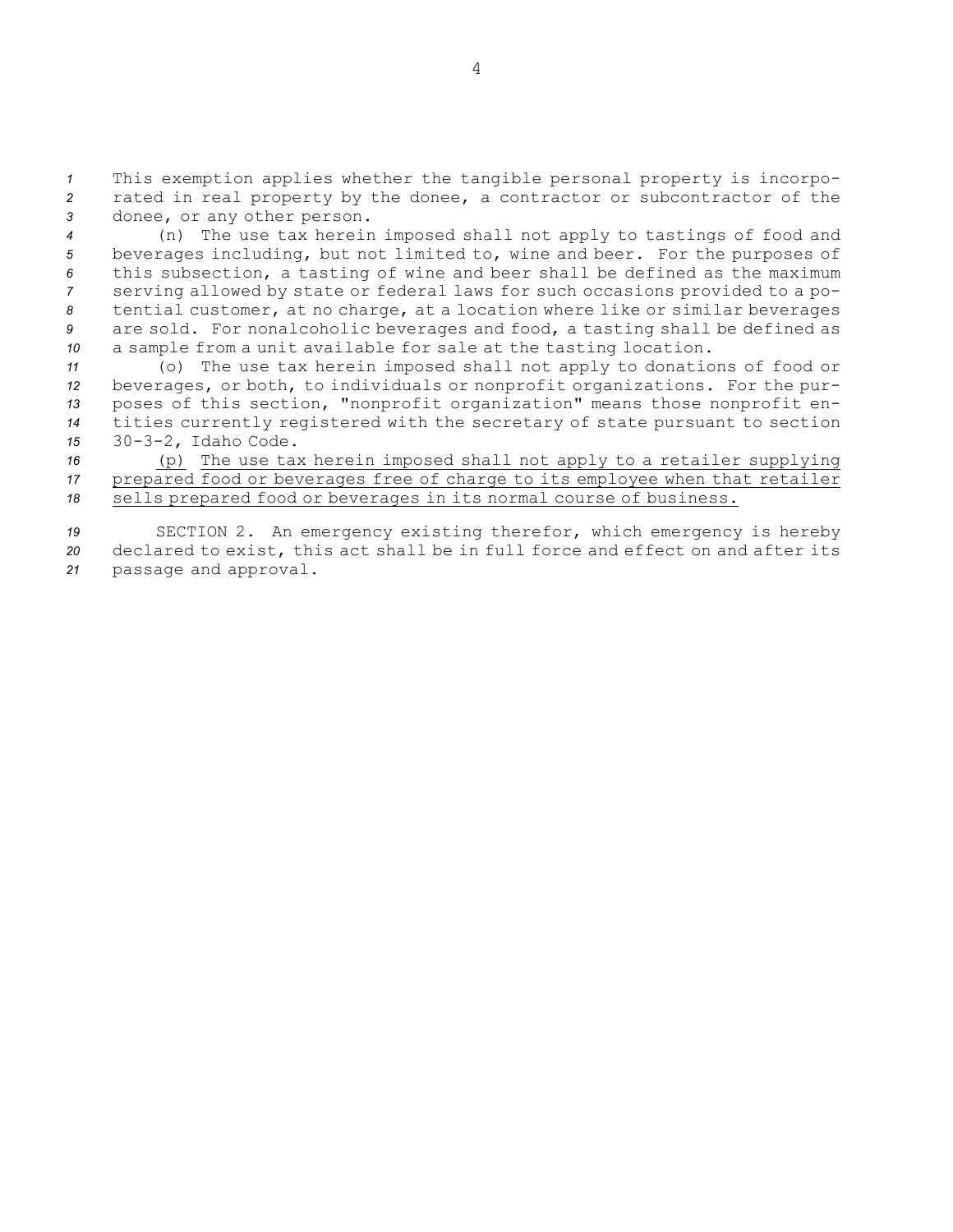This exemption applies whether the tangible personal property is incorporated in real property by the donee, a contractor or subcontractor of the donee, or any other person.

(n) The use tax herein imposed shall not apply to tastings of food and beverages including, but not limited to, wine and beer. For the purposes of this subsection, a tasting of wine and beer shall be defined as the maximum serving allowed by state or federal laws for such occasions provided to a potential customer, at no charge, at a location where like or similar beverages are sold. For nonalcoholic beverages and food, a tasting shall be defined as a sample from a unit available for sale at the tasting location.

(o) The use tax herein imposed shall not apply to donations of food or beverages, or both, to individuals or nonprofit organizations. For the purposes of this section, "nonprofit organization" means those nonprofit entities currently registered with the secretary of state pursuant to section 30-3-2, Idaho Code.

(p) The use tax herein imposed shall not apply to a retailer supplying prepared food or beverages free of charge to its employee when that retailer sells prepared food or beverages in its normal course of business.

SECTION 2. An emergency existing therefor, which emergency is hereby declared to exist, this act shall be in full force and effect on and after its passage and approval.